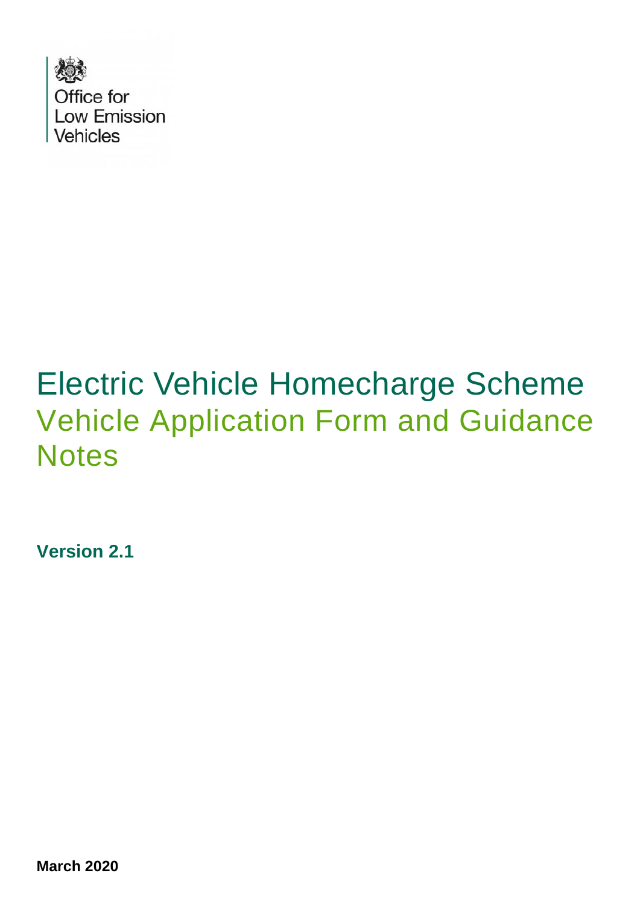Office for
Low Emission
Vehicles

# Electric Vehicle Homecharge Scheme

## Vehicle Application Form and Guidance Notes

**Version 2.1**

**March 2020**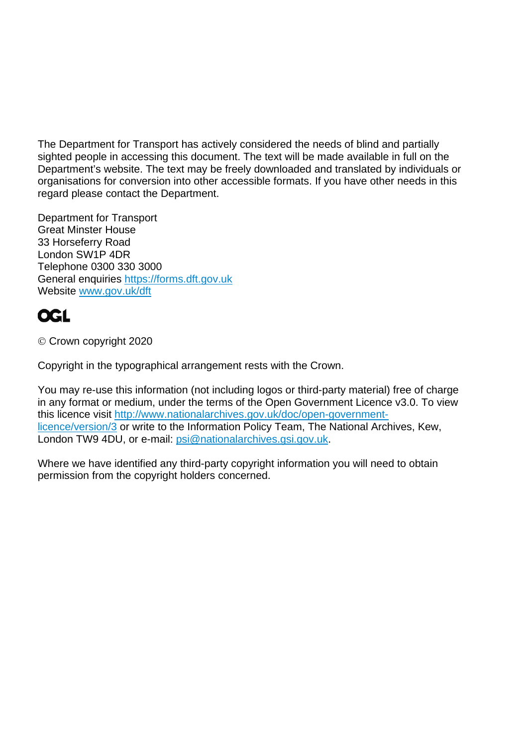The Department for Transport has actively considered the needs of blind and partially sighted people in accessing this document. The text will be made available in full on the Department's website. The text may be freely downloaded and translated by individuals or organisations for conversion into other accessible formats. If you have other needs in this regard please contact the Department.

Department for Transport
Great Minster House
33 Horseferry Road
London SW1P 4DR
Telephone 0300 330 3000
General enquiries https://forms.dft.gov.uk
Website www.gov.uk/dft

OGL

© Crown copyright 2020

Copyright in the typographical arrangement rests with the Crown.

You may re-use this information (not including logos or third-party material) free of charge in any format or medium, under the terms of the Open Government Licence v3.0. To view this licence visit http://www.nationalarchives.gov.uk/doc/open-government-licence/version/3 or write to the Information Policy Team, The National Archives, Kew, London TW9 4DU, or e-mail: psi@nationalarchives.gsi.gov.uk.

Where we have identified any third-party copyright information you will need to obtain permission from the copyright holders concerned.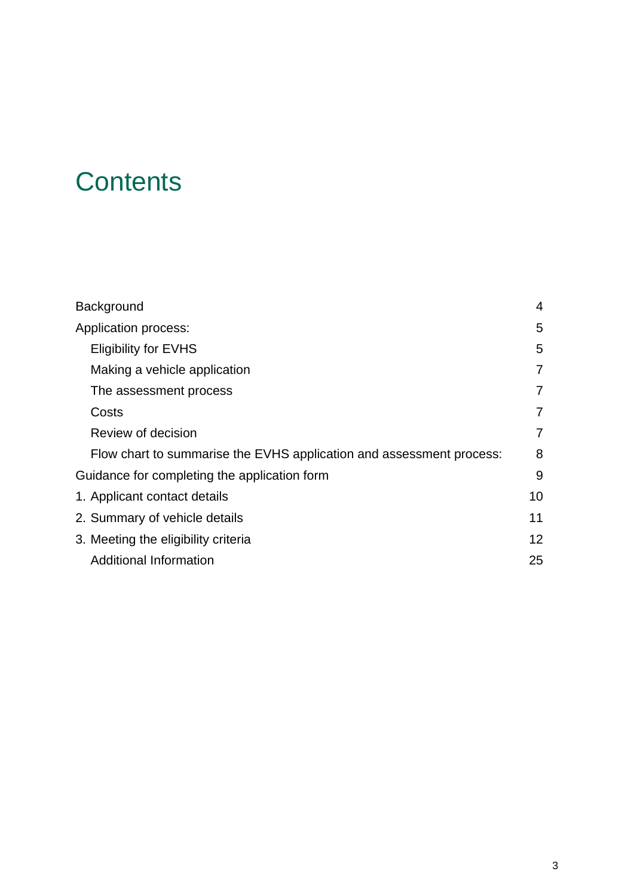# Contents

| | |
|---|---|
| Background | 4 |
| Application process: | 5 |
| Eligibility for EVHS | 5 |
| Making a vehicle application | 7 |
| The assessment process | 7 |
| Costs | 7 |
| Review of decision | 7 |
| Flow chart to summarise the EVHS application and assessment process: | 8 |
| Guidance for completing the application form | 9 |
| 1. Applicant contact details | 10 |
| 2. Summary of vehicle details | 11 |
| 3. Meeting the eligibility criteria | 12 |
| Additional Information | 25 |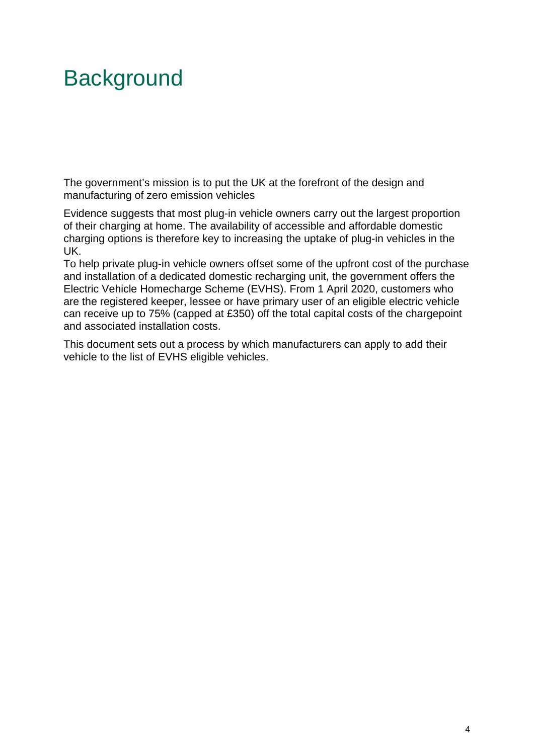# Background

The government's mission is to put the UK at the forefront of the design and manufacturing of zero emission vehicles

Evidence suggests that most plug-in vehicle owners carry out the largest proportion of their charging at home. The availability of accessible and affordable domestic charging options is therefore key to increasing the uptake of plug-in vehicles in the UK.

To help private plug-in vehicle owners offset some of the upfront cost of the purchase and installation of a dedicated domestic recharging unit, the government offers the Electric Vehicle Homecharge Scheme (EVHS). From 1 April 2020, customers who are the registered keeper, lessee or have primary user of an eligible electric vehicle can receive up to 75% (capped at £350) off the total capital costs of the chargepoint and associated installation costs.

This document sets out a process by which manufacturers can apply to add their vehicle to the list of EVHS eligible vehicles.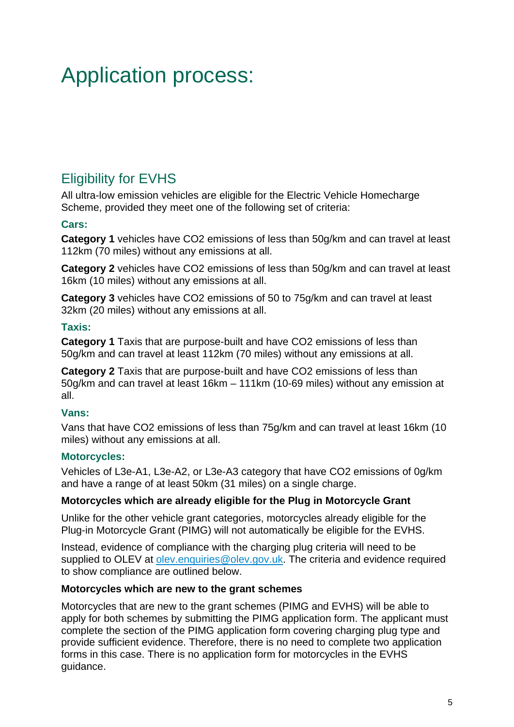# Application process:

## Eligibility for EVHS

All ultra-low emission vehicles are eligible for the Electric Vehicle Homecharge Scheme, provided they meet one of the following set of criteria:

### Cars:

**Category 1** vehicles have $CO_2$ emissions of less than 50g/km and can travel at least 112km (70 miles) without any emissions at all.

**Category 2** vehicles have $CO_2$ emissions of less than 50g/km and can travel at least 16km (10 miles) without any emissions at all.

**Category 3** vehicles have $CO_2$ emissions of 50 to 75g/km and can travel at least 32km (20 miles) without any emissions at all.

### Taxis:

**Category 1** Taxis that are purpose-built and have $CO_2$ emissions of less than 50g/km and can travel at least 112km (70 miles) without any emissions at all.

**Category 2** Taxis that are purpose-built and have $CO_2$ emissions of less than 50g/km and can travel at least 16km – 111km (10-69 miles) without any emission at all.

### Vans:

Vans that have $CO_2$ emissions of less than 75g/km and can travel at least 16km (10 miles) without any emissions at all.

### Motorcycles:

Vehicles of L3e-A1, L3e-A2, or L3e-A3 category that have $CO_2$ emissions of 0g/km and have a range of at least 50km (31 miles) on a single charge.

**Motorcycles which are already eligible for the Plug in Motorcycle Grant**

Unlike for the other vehicle grant categories, motorcycles already eligible for the Plug-in Motorcycle Grant (PIMG) will not automatically be eligible for the EVHS.

Instead, evidence of compliance with the charging plug criteria will need to be supplied to OLEV at olev.enquiries@olev.gov.uk. The criteria and evidence required to show compliance are outlined below.

**Motorcycles which are new to the grant schemes**

Motorcycles that are new to the grant schemes (PIMG and EVHS) will be able to apply for both schemes by submitting the PIMG application form. The applicant must complete the section of the PIMG application form covering charging plug type and provide sufficient evidence. Therefore, there is no need to complete two application forms in this case. There is no application form for motorcycles in the EVHS guidance.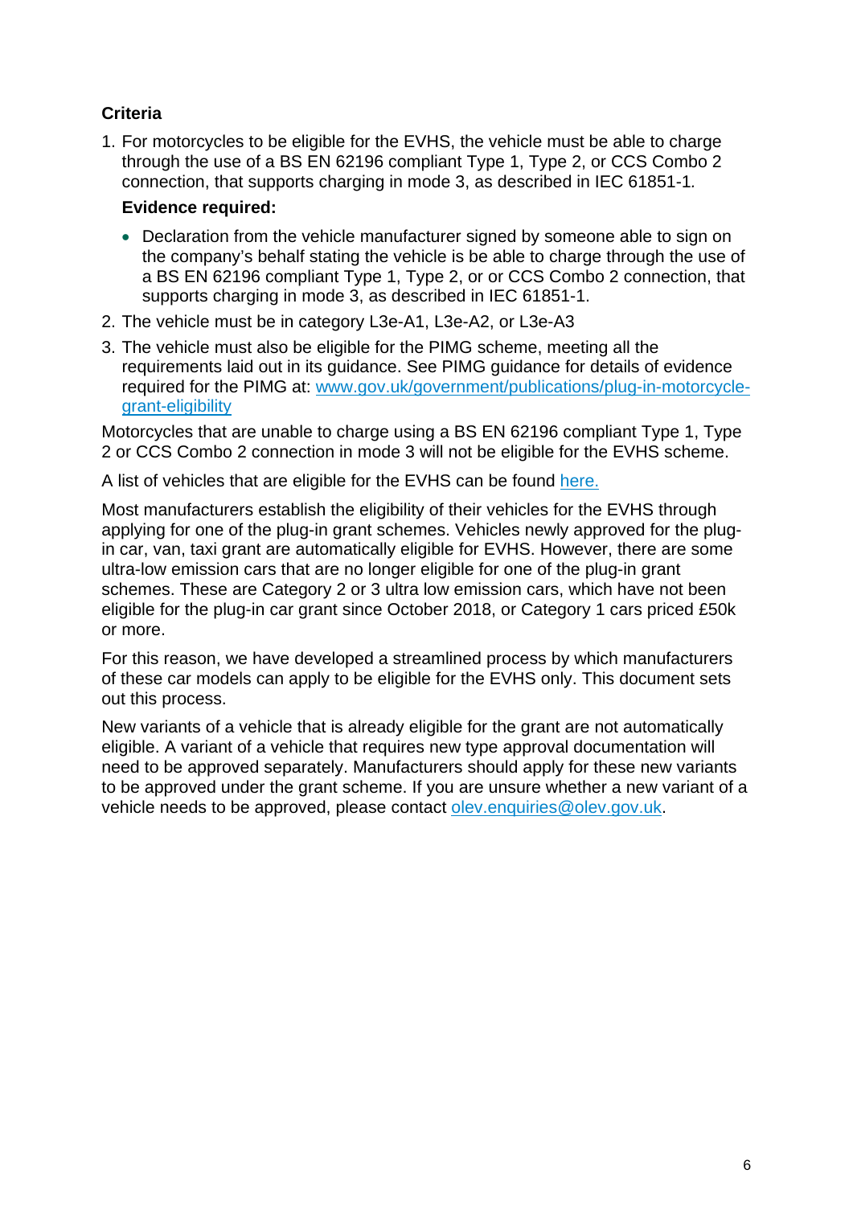**Criteria**

1. For motorcycles to be eligible for the EVHS, the vehicle must be able to charge through the use of a BS EN 62196 compliant Type 1, Type 2, or CCS Combo 2 connection, that supports charging in mode 3, as described in IEC 61851-1.

   **Evidence required:**

   - Declaration from the vehicle manufacturer signed by someone able to sign on the company's behalf stating the vehicle is be able to charge through the use of a BS EN 62196 compliant Type 1, Type 2, or or CCS Combo 2 connection, that supports charging in mode 3, as described in IEC 61851-1.

2. The vehicle must be in category L3e-A1, L3e-A2, or L3e-A3
3. The vehicle must also be eligible for the PIMG scheme, meeting all the requirements laid out in its guidance. See PIMG guidance for details of evidence required for the PIMG at: [www.gov.uk/government/publications/plug-in-motorcycle-grant-eligibility](www.gov.uk/government/publications/plug-in-motorcycle-grant-eligibility)

Motorcycles that are unable to charge using a BS EN 62196 compliant Type 1, Type 2 or CCS Combo 2 connection in mode 3 will not be eligible for the EVHS scheme.

A list of vehicles that are eligible for the EVHS can be found here.

Most manufacturers establish the eligibility of their vehicles for the EVHS through applying for one of the plug-in grant schemes. Vehicles newly approved for the plug-in car, van, taxi grant are automatically eligible for EVHS. However, there are some ultra-low emission cars that are no longer eligible for one of the plug-in grant schemes. These are Category 2 or 3 ultra low emission cars, which have not been eligible for the plug-in car grant since October 2018, or Category 1 cars priced £50k or more.

For this reason, we have developed a streamlined process by which manufacturers of these car models can apply to be eligible for the EVHS only. This document sets out this process.

New variants of a vehicle that is already eligible for the grant are not automatically eligible. A variant of a vehicle that requires new type approval documentation will need to be approved separately. Manufacturers should apply for these new variants to be approved under the grant scheme. If you are unsure whether a new variant of a vehicle needs to be approved, please contact olev.enquiries@olev.gov.uk.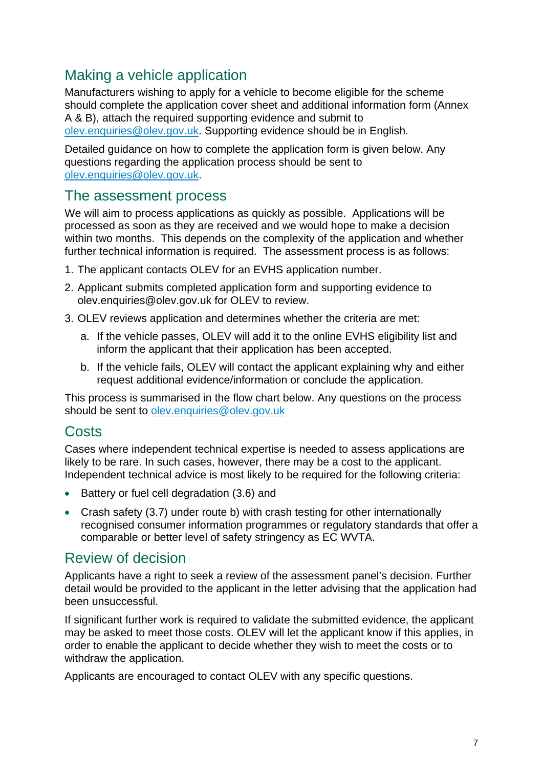## Making a vehicle application

Manufacturers wishing to apply for a vehicle to become eligible for the scheme should complete the application cover sheet and additional information form (Annex A & B), attach the required supporting evidence and submit to olev.enquiries@olev.gov.uk. Supporting evidence should be in English.

Detailed guidance on how to complete the application form is given below. Any questions regarding the application process should be sent to olev.enquiries@olev.gov.uk.

## The assessment process

We will aim to process applications as quickly as possible. Applications will be processed as soon as they are received and we would hope to make a decision within two months. This depends on the complexity of the application and whether further technical information is required. The assessment process is as follows:

1. The applicant contacts OLEV for an EVHS application number.
2. Applicant submits completed application form and supporting evidence to olev.enquiries@olev.gov.uk for OLEV to review.
3. OLEV reviews application and determines whether the criteria are met:
    a. If the vehicle passes, OLEV will add it to the online EVHS eligibility list and inform the applicant that their application has been accepted.
    b. If the vehicle fails, OLEV will contact the applicant explaining why and either request additional evidence/information or conclude the application.

This process is summarised in the flow chart below. Any questions on the process should be sent to olev.enquiries@olev.gov.uk

## Costs

Cases where independent technical expertise is needed to assess applications are likely to be rare. In such cases, however, there may be a cost to the applicant. Independent technical advice is most likely to be required for the following criteria:

- Battery or fuel cell degradation (3.6) and
- Crash safety (3.7) under route b) with crash testing for other internationally recognised consumer information programmes or regulatory standards that offer a comparable or better level of safety stringency as EC WVTA.

## Review of decision

Applicants have a right to seek a review of the assessment panel's decision. Further detail would be provided to the applicant in the letter advising that the application had been unsuccessful.

If significant further work is required to validate the submitted evidence, the applicant may be asked to meet those costs. OLEV will let the applicant know if this applies, in order to enable the applicant to decide whether they wish to meet the costs or to withdraw the application.

Applicants are encouraged to contact OLEV with any specific questions.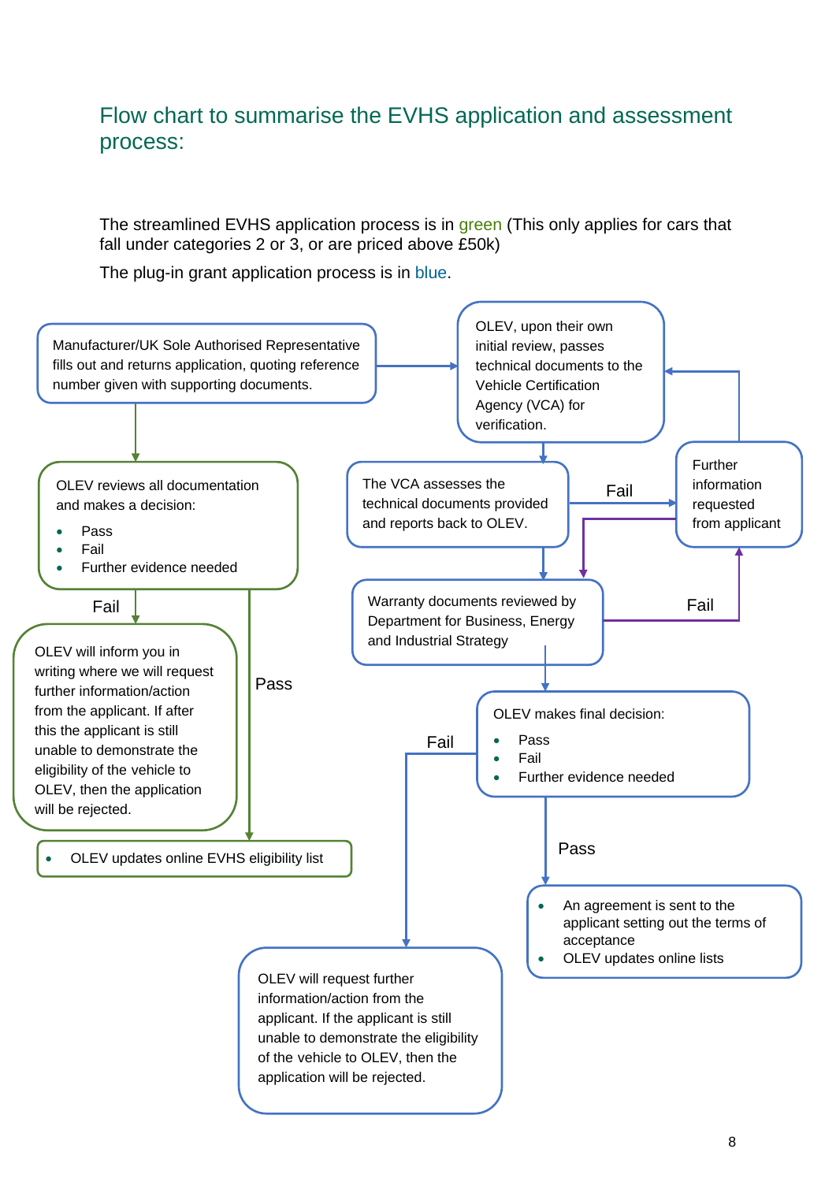## Flow chart to summarise the EVHS application and assessment process:

The streamlined EVHS application process is in green (This only applies for cars that fall under categories 2 or 3, or are priced above £50k)

The plug-in grant application process is in blue.

Manufacturer/UK Sole Authorised Representative fills out and returns application, quoting reference number given with supporting documents.

OLEV, upon their own initial review, passes technical documents to the Vehicle Certification Agency (VCA) for verification.

OLEV reviews all documentation and makes a decision:

- Pass
- Fail
- Further evidence needed

The VCA assesses the technical documents provided and reports back to OLEV.

Fail

Further information requested from applicant

Fail

OLEV will inform you in writing where we will request further information/action from the applicant. If after this the applicant is still unable to demonstrate the eligibility of the vehicle to OLEV, then the application will be rejected.

Pass

Warranty documents reviewed by Department for Business, Energy and Industrial Strategy

Fail

OLEV makes final decision:

- Pass
- Fail
- Further evidence needed

Fail

- OLEV updates online EVHS eligibility list

Pass

- An agreement is sent to the applicant setting out the terms of acceptance
- OLEV updates online lists

OLEV will request further information/action from the applicant. If the applicant is still unable to demonstrate the eligibility of the vehicle to OLEV, then the application will be rejected.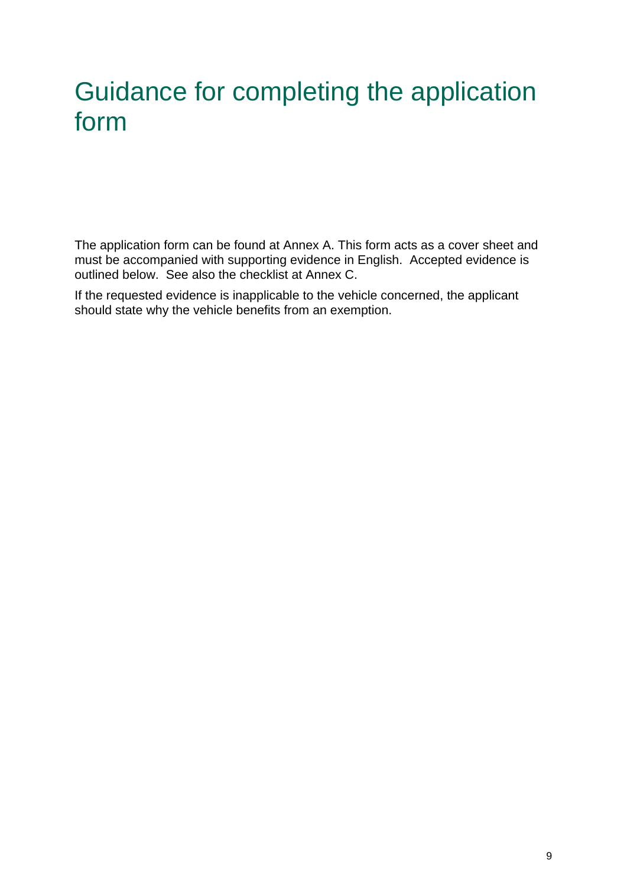# Guidance for completing the application form

The application form can be found at Annex A. This form acts as a cover sheet and must be accompanied with supporting evidence in English. Accepted evidence is outlined below. See also the checklist at Annex C.

If the requested evidence is inapplicable to the vehicle concerned, the applicant should state why the vehicle benefits from an exemption.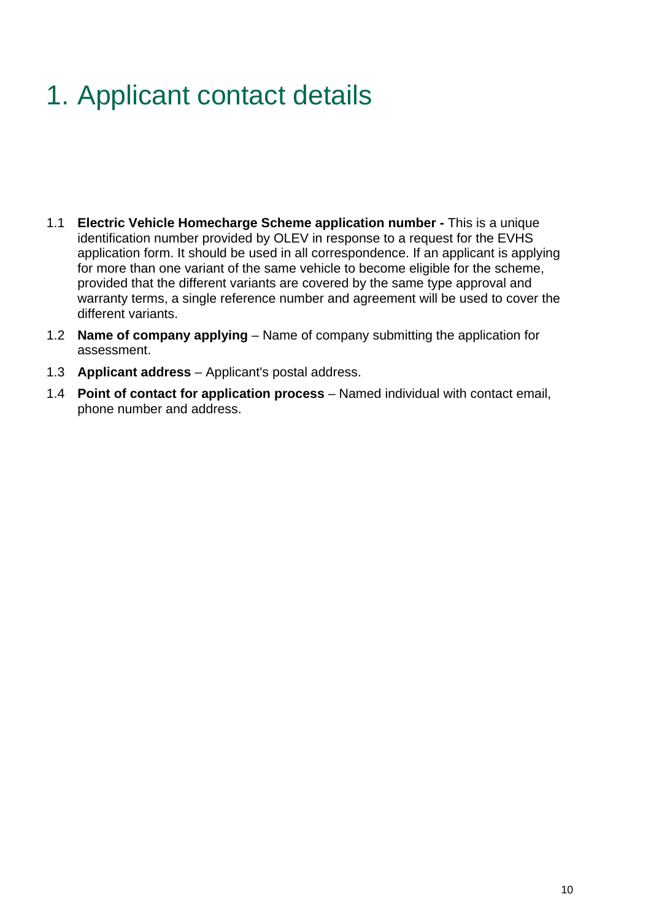# 1. Applicant contact details

1.1 **Electric Vehicle Homecharge Scheme application number -** This is a unique identification number provided by OLEV in response to a request for the EVHS application form. It should be used in all correspondence. If an applicant is applying for more than one variant of the same vehicle to become eligible for the scheme, provided that the different variants are covered by the same type approval and warranty terms, a single reference number and agreement will be used to cover the different variants.

1.2 **Name of company applying** – Name of company submitting the application for assessment.

1.3 **Applicant address** – Applicant's postal address.

1.4 **Point of contact for application process** – Named individual with contact email, phone number and address.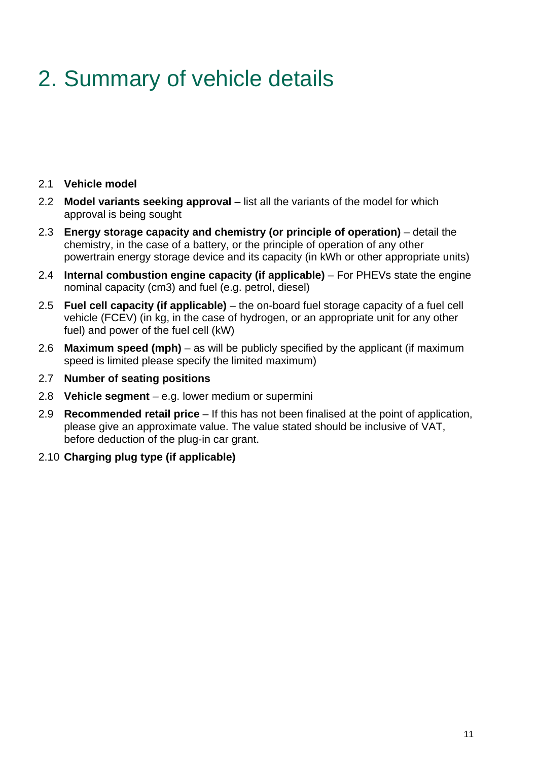# 2. Summary of vehicle details

2.1 **Vehicle model**

2.2 **Model variants seeking approval** – list all the variants of the model for which approval is being sought

2.3 **Energy storage capacity and chemistry (or principle of operation)** – detail the chemistry, in the case of a battery, or the principle of operation of any other powertrain energy storage device and its capacity (in kWh or other appropriate units)

2.4 **Internal combustion engine capacity (if applicable)** – For PHEVs state the engine nominal capacity (cm3) and fuel (e.g. petrol, diesel)

2.5 **Fuel cell capacity (if applicable)** – the on-board fuel storage capacity of a fuel cell vehicle (FCEV) (in kg, in the case of hydrogen, or an appropriate unit for any other fuel) and power of the fuel cell (kW)

2.6 **Maximum speed (mph)** – as will be publicly specified by the applicant (if maximum speed is limited please specify the limited maximum)

2.7 **Number of seating positions**

2.8 **Vehicle segment** – e.g. lower medium or supermini

2.9 **Recommended retail price** – If this has not been finalised at the point of application, please give an approximate value. The value stated should be inclusive of VAT, before deduction of the plug-in car grant.

2.10 **Charging plug type (if applicable)**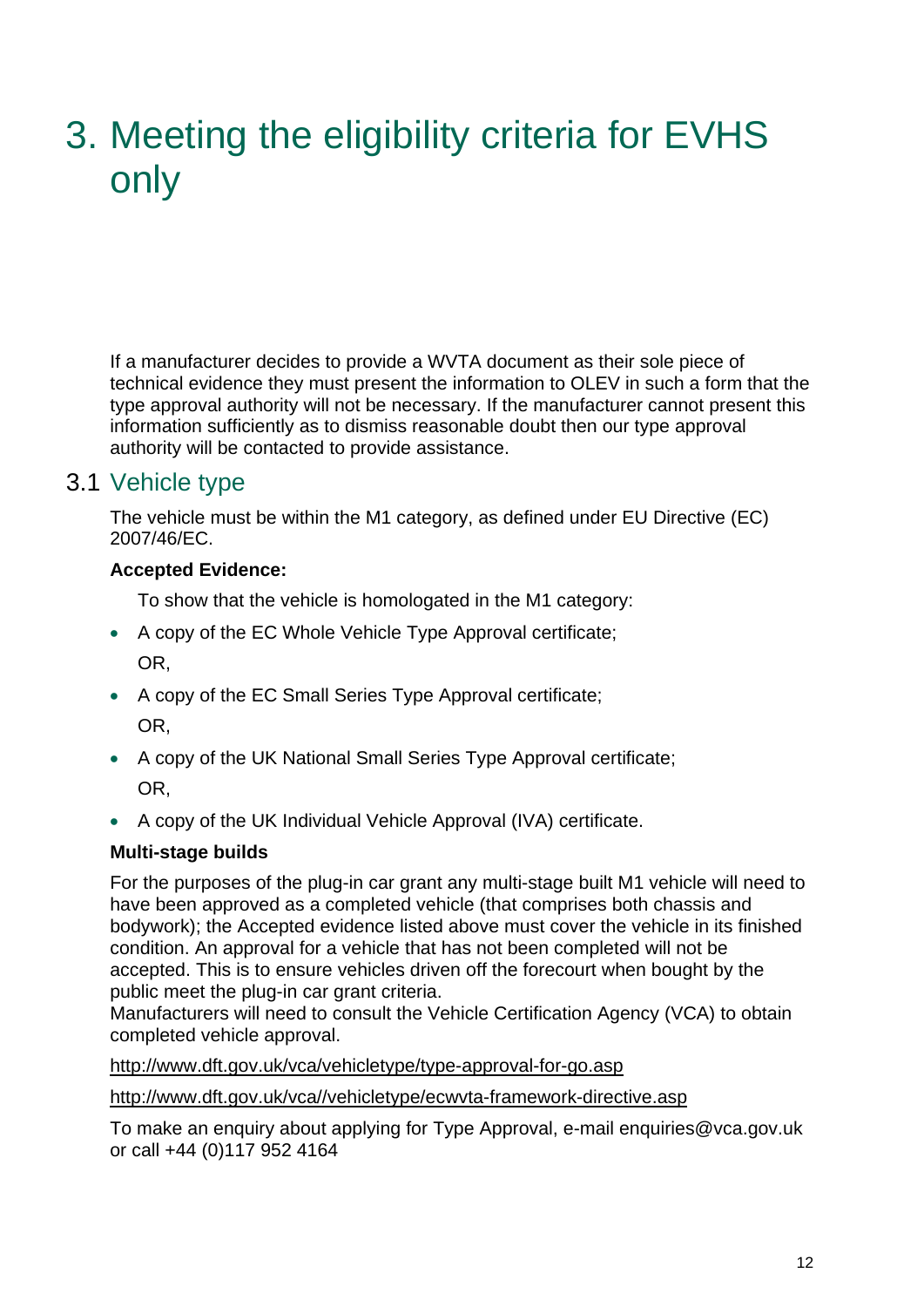# 3. Meeting the eligibility criteria for EVHS only

If a manufacturer decides to provide a WVTA document as their sole piece of technical evidence they must present the information to OLEV in such a form that the type approval authority will not be necessary. If the manufacturer cannot present this information sufficiently as to dismiss reasonable doubt then our type approval authority will be contacted to provide assistance.

## 3.1 Vehicle type

The vehicle must be within the M1 category, as defined under EU Directive (EC) 2007/46/EC.

**Accepted Evidence:**

To show that the vehicle is homologated in the M1 category:

- A copy of the EC Whole Vehicle Type Approval certificate;

  OR,
- A copy of the EC Small Series Type Approval certificate;

  OR,
- A copy of the UK National Small Series Type Approval certificate;

  OR,
- A copy of the UK Individual Vehicle Approval (IVA) certificate.

**Multi-stage builds**

For the purposes of the plug-in car grant any multi-stage built M1 vehicle will need to have been approved as a completed vehicle (that comprises both chassis and bodywork); the Accepted evidence listed above must cover the vehicle in its finished condition. An approval for a vehicle that has not been completed will not be accepted. This is to ensure vehicles driven off the forecourt when bought by the public meet the plug-in car grant criteria.
Manufacturers will need to consult the Vehicle Certification Agency (VCA) to obtain completed vehicle approval.

http://www.dft.gov.uk/vca/vehicletype/type-approval-for-go.asp

http://www.dft.gov.uk/vca//vehicletype/ecwvta-framework-directive.asp

To make an enquiry about applying for Type Approval, e-mail enquiries@vca.gov.uk or call +44 (0)117 952 4164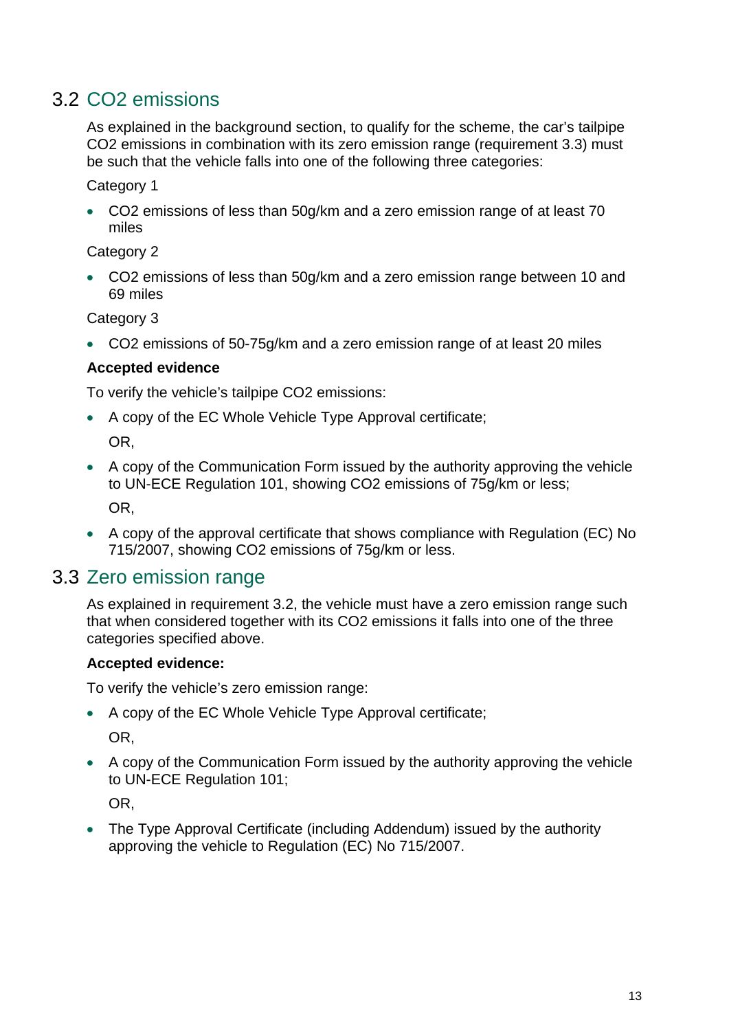## 3.2 CO2 emissions

As explained in the background section, to qualify for the scheme, the car's tailpipe $CO_2$ emissions in combination with its zero emission range (requirement 3.3) must be such that the vehicle falls into one of the following three categories:

Category 1

- $CO_2$ emissions of less than 50g/km and a zero emission range of at least 70 miles

Category 2

- $CO_2$ emissions of less than 50g/km and a zero emission range between 10 and 69 miles

Category 3

- $CO_2$ emissions of 50-75g/km and a zero emission range of at least 20 miles

**Accepted evidence**

To verify the vehicle's tailpipe $CO_2$ emissions:

- A copy of the EC Whole Vehicle Type Approval certificate;

  OR,

- A copy of the Communication Form issued by the authority approving the vehicle to UN-ECE Regulation 101, showing $CO_2$ emissions of 75g/km or less;

  OR,

- A copy of the approval certificate that shows compliance with Regulation (EC) No 715/2007, showing $CO_2$ emissions of 75g/km or less.

## 3.3 Zero emission range

As explained in requirement 3.2, the vehicle must have a zero emission range such that when considered together with its $CO_2$ emissions it falls into one of the three categories specified above.

**Accepted evidence:**

To verify the vehicle's zero emission range:

- A copy of the EC Whole Vehicle Type Approval certificate;

  OR,

- A copy of the Communication Form issued by the authority approving the vehicle to UN-ECE Regulation 101;

  OR,

- The Type Approval Certificate (including Addendum) issued by the authority approving the vehicle to Regulation (EC) No 715/2007.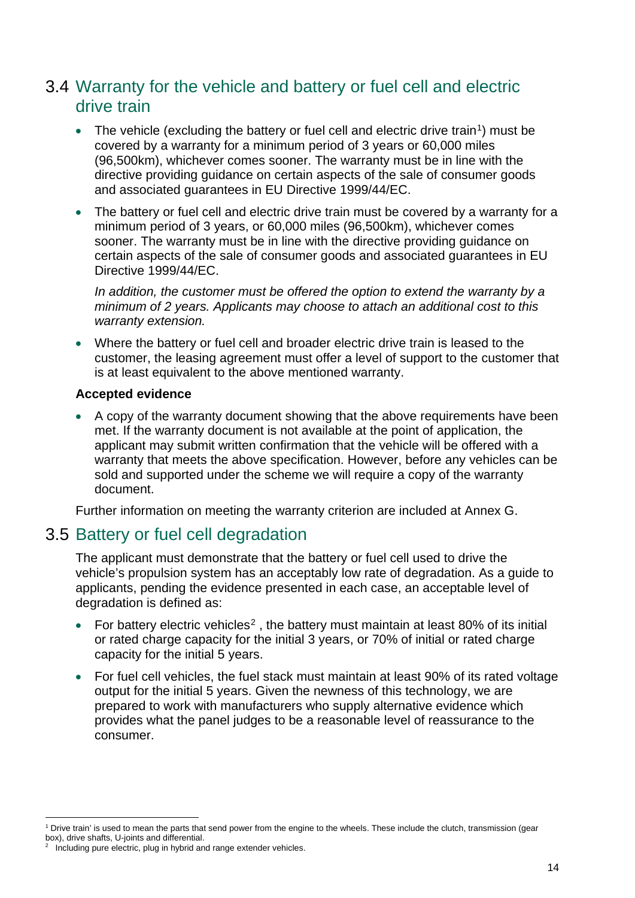## 3.4 Warranty for the vehicle and battery or fuel cell and electric drive train

- The vehicle (excluding the battery or fuel cell and electric drive train[1]) must be covered by a warranty for a minimum period of 3 years or 60,000 miles (96,500km), whichever comes sooner. The warranty must be in line with the directive providing guidance on certain aspects of the sale of consumer goods and associated guarantees in EU Directive 1999/44/EC.
- The battery or fuel cell and electric drive train must be covered by a warranty for a minimum period of 3 years, or 60,000 miles (96,500km), whichever comes sooner. The warranty must be in line with the directive providing guidance on certain aspects of the sale of consumer goods and associated guarantees in EU Directive 1999/44/EC.

  *In addition, the customer must be offered the option to extend the warranty by a minimum of 2 years. Applicants may choose to attach an additional cost to this warranty extension.*

- Where the battery or fuel cell and broader electric drive train is leased to the customer, the leasing agreement must offer a level of support to the customer that is at least equivalent to the above mentioned warranty.

**Accepted evidence**

- A copy of the warranty document showing that the above requirements have been met. If the warranty document is not available at the point of application, the applicant may submit written confirmation that the vehicle will be offered with a warranty that meets the above specification. However, before any vehicles can be sold and supported under the scheme we will require a copy of the warranty document.

Further information on meeting the warranty criterion are included at Annex G.

## 3.5 Battery or fuel cell degradation

The applicant must demonstrate that the battery or fuel cell used to drive the vehicle's propulsion system has an acceptably low rate of degradation. As a guide to applicants, pending the evidence presented in each case, an acceptable level of degradation is defined as:

- For battery electric vehicles[2] , the battery must maintain at least 80% of its initial or rated charge capacity for the initial 3 years, or 70% of initial or rated charge capacity for the initial 5 years.
- For fuel cell vehicles, the fuel stack must maintain at least 90% of its rated voltage output for the initial 5 years. Given the newness of this technology, we are prepared to work with manufacturers who supply alternative evidence which provides what the panel judges to be a reasonable level of reassurance to the consumer.

---

[1] Drive train' is used to mean the parts that send power from the engine to the wheels. These include the clutch, transmission (gear box), drive shafts, U-joints and differential.

[2] Including pure electric, plug in hybrid and range extender vehicles.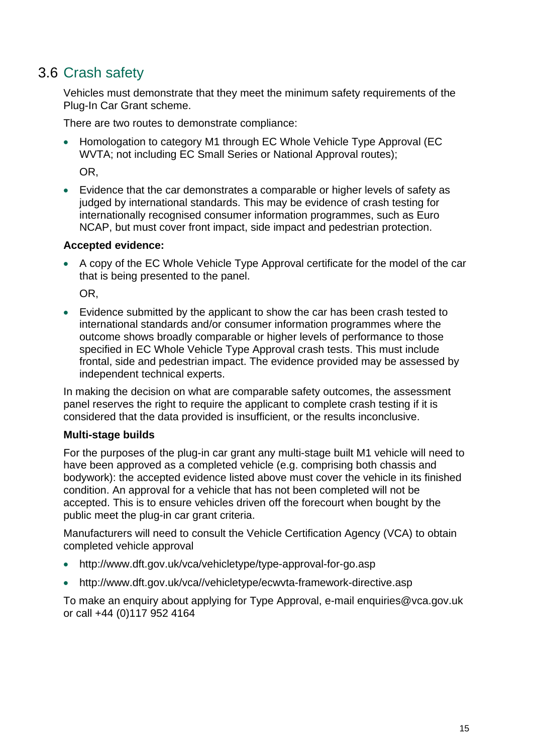## 3.6 Crash safety

Vehicles must demonstrate that they meet the minimum safety requirements of the Plug-In Car Grant scheme.

There are two routes to demonstrate compliance:

- Homologation to category M1 through EC Whole Vehicle Type Approval (EC WVTA; not including EC Small Series or National Approval routes);

  OR,

- Evidence that the car demonstrates a comparable or higher levels of safety as judged by international standards. This may be evidence of crash testing for internationally recognised consumer information programmes, such as Euro NCAP, but must cover front impact, side impact and pedestrian protection.

**Accepted evidence:**

- A copy of the EC Whole Vehicle Type Approval certificate for the model of the car that is being presented to the panel.

  OR,

- Evidence submitted by the applicant to show the car has been crash tested to international standards and/or consumer information programmes where the outcome shows broadly comparable or higher levels of performance to those specified in EC Whole Vehicle Type Approval crash tests. This must include frontal, side and pedestrian impact. The evidence provided may be assessed by independent technical experts.

In making the decision on what are comparable safety outcomes, the assessment panel reserves the right to require the applicant to complete crash testing if it is considered that the data provided is insufficient, or the results inconclusive.

**Multi-stage builds**

For the purposes of the plug-in car grant any multi-stage built M1 vehicle will need to have been approved as a completed vehicle (e.g. comprising both chassis and bodywork): the accepted evidence listed above must cover the vehicle in its finished condition. An approval for a vehicle that has not been completed will not be accepted. This is to ensure vehicles driven off the forecourt when bought by the public meet the plug-in car grant criteria.

Manufacturers will need to consult the Vehicle Certification Agency (VCA) to obtain completed vehicle approval

- http://www.dft.gov.uk/vca/vehicletype/type-approval-for-go.asp
- http://www.dft.gov.uk/vca//vehicletype/ecwvta-framework-directive.asp

To make an enquiry about applying for Type Approval, e-mail enquiries@vca.gov.uk or call +44 (0)117 952 4164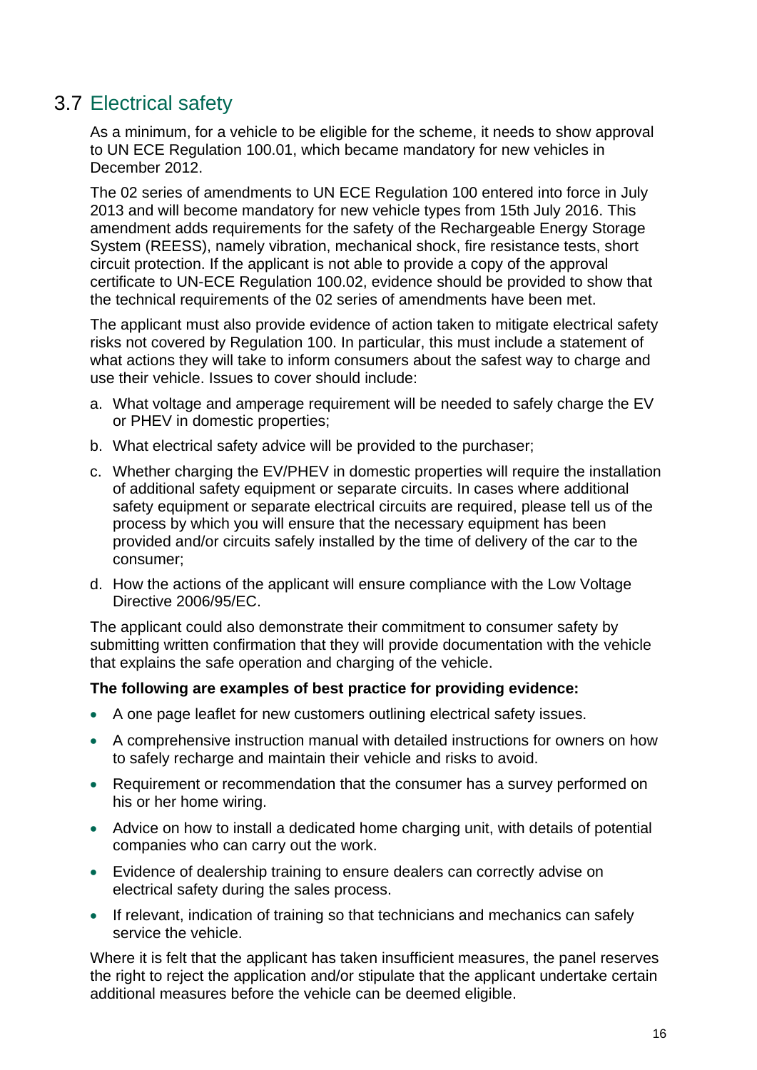## 3.7 Electrical safety

As a minimum, for a vehicle to be eligible for the scheme, it needs to show approval to UN ECE Regulation 100.01, which became mandatory for new vehicles in December 2012.

The 02 series of amendments to UN ECE Regulation 100 entered into force in July 2013 and will become mandatory for new vehicle types from 15th July 2016. This amendment adds requirements for the safety of the Rechargeable Energy Storage System (REESS), namely vibration, mechanical shock, fire resistance tests, short circuit protection. If the applicant is not able to provide a copy of the approval certificate to UN-ECE Regulation 100.02, evidence should be provided to show that the technical requirements of the 02 series of amendments have been met.

The applicant must also provide evidence of action taken to mitigate electrical safety risks not covered by Regulation 100. In particular, this must include a statement of what actions they will take to inform consumers about the safest way to charge and use their vehicle. Issues to cover should include:

a. What voltage and amperage requirement will be needed to safely charge the EV or PHEV in domestic properties;
b. What electrical safety advice will be provided to the purchaser;
c. Whether charging the EV/PHEV in domestic properties will require the installation of additional safety equipment or separate circuits. In cases where additional safety equipment or separate electrical circuits are required, please tell us of the process by which you will ensure that the necessary equipment has been provided and/or circuits safely installed by the time of delivery of the car to the consumer;
d. How the actions of the applicant will ensure compliance with the Low Voltage Directive 2006/95/EC.

The applicant could also demonstrate their commitment to consumer safety by submitting written confirmation that they will provide documentation with the vehicle that explains the safe operation and charging of the vehicle.

**The following are examples of best practice for providing evidence:**

- A one page leaflet for new customers outlining electrical safety issues.
- A comprehensive instruction manual with detailed instructions for owners on how to safely recharge and maintain their vehicle and risks to avoid.
- Requirement or recommendation that the consumer has a survey performed on his or her home wiring.
- Advice on how to install a dedicated home charging unit, with details of potential companies who can carry out the work.
- Evidence of dealership training to ensure dealers can correctly advise on electrical safety during the sales process.
- If relevant, indication of training so that technicians and mechanics can safely service the vehicle.

Where it is felt that the applicant has taken insufficient measures, the panel reserves the right to reject the application and/or stipulate that the applicant undertake certain additional measures before the vehicle can be deemed eligible.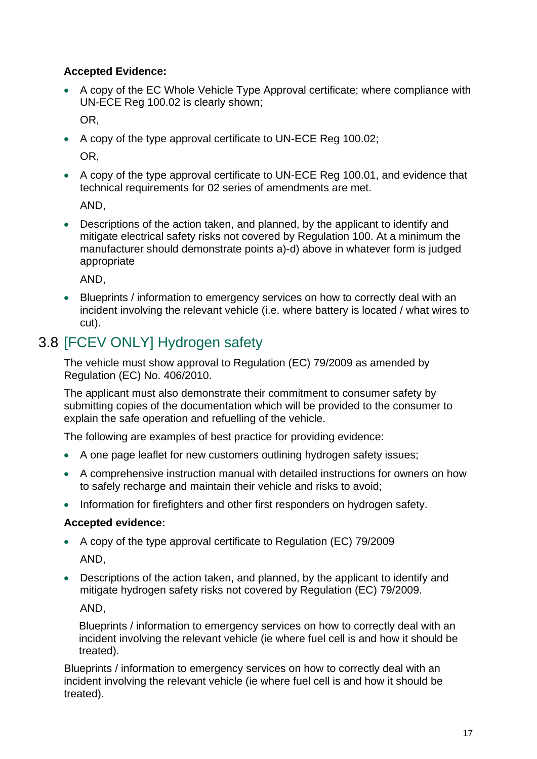**Accepted Evidence:**

- A copy of the EC Whole Vehicle Type Approval certificate; where compliance with UN-ECE Reg 100.02 is clearly shown;

  OR,

- A copy of the type approval certificate to UN-ECE Reg 100.02;

  OR,

- A copy of the type approval certificate to UN-ECE Reg 100.01, and evidence that technical requirements for 02 series of amendments are met.

  AND,

- Descriptions of the action taken, and planned, by the applicant to identify and mitigate electrical safety risks not covered by Regulation 100. At a minimum the manufacturer should demonstrate points a)-d) above in whatever form is judged appropriate

  AND,

- Blueprints / information to emergency services on how to correctly deal with an incident involving the relevant vehicle (i.e. where battery is located / what wires to cut).

## 3.8 [FCEV ONLY] Hydrogen safety

The vehicle must show approval to Regulation (EC) 79/2009 as amended by Regulation (EC) No. 406/2010.

The applicant must also demonstrate their commitment to consumer safety by submitting copies of the documentation which will be provided to the consumer to explain the safe operation and refuelling of the vehicle.

The following are examples of best practice for providing evidence:

- A one page leaflet for new customers outlining hydrogen safety issues;
- A comprehensive instruction manual with detailed instructions for owners on how to safely recharge and maintain their vehicle and risks to avoid;
- Information for firefighters and other first responders on hydrogen safety.

**Accepted evidence:**

- A copy of the type approval certificate to Regulation (EC) 79/2009

  AND,

- Descriptions of the action taken, and planned, by the applicant to identify and mitigate hydrogen safety risks not covered by Regulation (EC) 79/2009.

  AND,

  Blueprints / information to emergency services on how to correctly deal with an incident involving the relevant vehicle (ie where fuel cell is and how it should be treated).

Blueprints / information to emergency services on how to correctly deal with an incident involving the relevant vehicle (ie where fuel cell is and how it should be treated).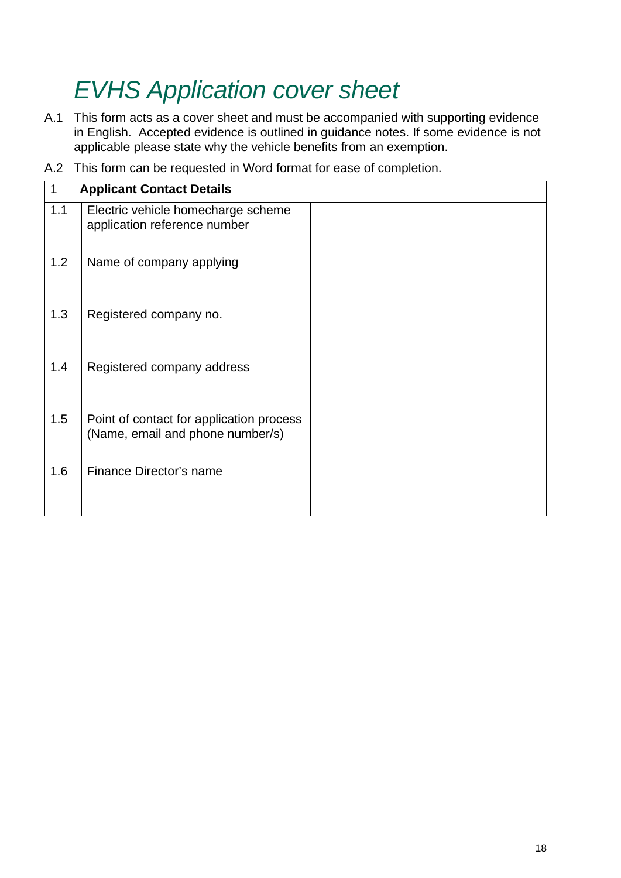# *EVHS Application cover sheet*

A.1 This form acts as a cover sheet and must be accompanied with supporting evidence in English. Accepted evidence is outlined in guidance notes. If some evidence is not applicable please state why the vehicle benefits from an exemption.

A.2 This form can be requested in Word format for ease of completion.

| 1 | **Applicant Contact Details** | |
|---|---|---|
| 1.1 | Electric vehicle homecharge scheme application reference number | |
| 1.2 | Name of company applying | |
| 1.3 | Registered company no. | |
| 1.4 | Registered company address | |
| 1.5 | Point of contact for application process (Name, email and phone number/s) | |
| 1.6 | Finance Director's name | |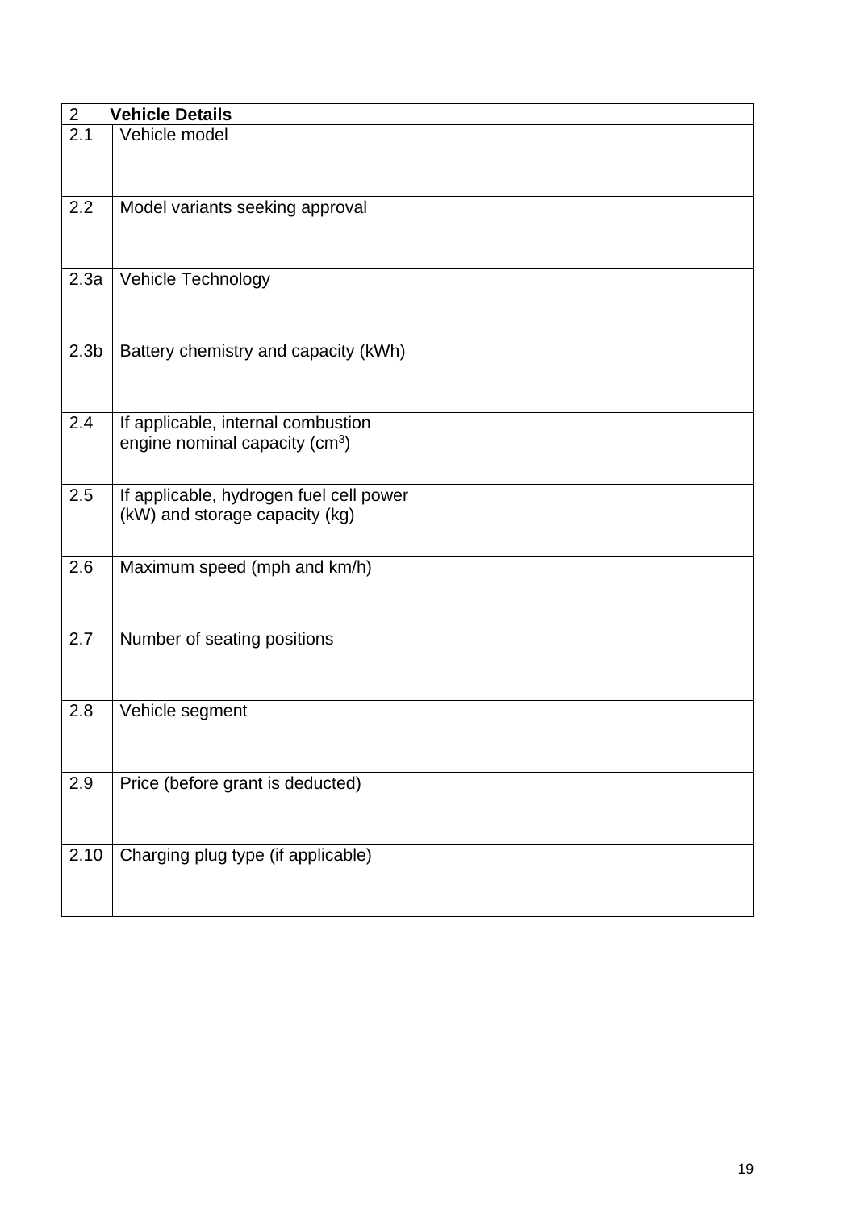| 2 | **Vehicle Details** | |
|---|---|---|
| 2.1 | Vehicle model | |
| 2.2 | Model variants seeking approval | |
| 2.3a | Vehicle Technology | |
| 2.3b | Battery chemistry and capacity (kWh) | |
| 2.4 | If applicable, internal combustion engine nominal capacity ($cm^3$) | |
| 2.5 | If applicable, hydrogen fuel cell power (kW) and storage capacity (kg) | |
| 2.6 | Maximum speed (mph and km/h) | |
| 2.7 | Number of seating positions | |
| 2.8 | Vehicle segment | |
| 2.9 | Price (before grant is deducted) | |
| 2.10 | Charging plug type (if applicable) | |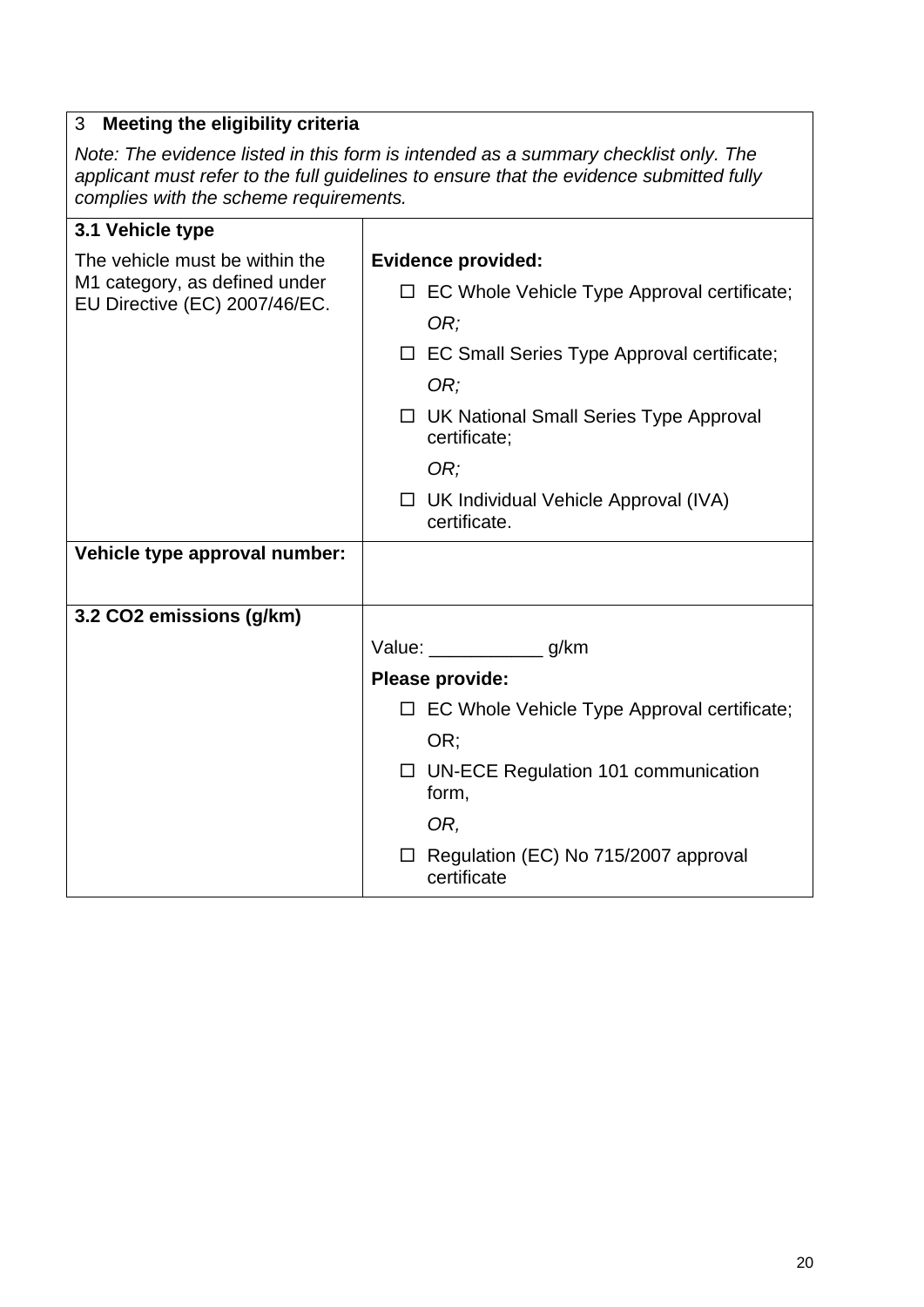| 3 **Meeting the eligibility criteria** | |
|---|---|
| *Note: The evidence listed in this form is intended as a summary checklist only. The applicant must refer to the full guidelines to ensure that the evidence submitted fully complies with the scheme requirements.* | |
| **3.1 Vehicle type**<br><br>The vehicle must be within the M1 category, as defined under EU Directive (EC) 2007/46/EC. | **Evidence provided:**<br>☐ EC Whole Vehicle Type Approval certificate;<br>*OR;*<br>☐ EC Small Series Type Approval certificate;<br>*OR;*<br>☐ UK National Small Series Type Approval certificate;<br>*OR;*<br>☐ UK Individual Vehicle Approval (IVA) certificate. |
| **Vehicle type approval number:** | |
| **3.2 $CO_2$ emissions (g/km)** | Value: ___________ g/km<br>**Please provide:**<br>☐ EC Whole Vehicle Type Approval certificate;<br>OR;<br>☐ UN-ECE Regulation 101 communication form,<br>*OR,*<br>☐ Regulation (EC) No 715/2007 approval certificate |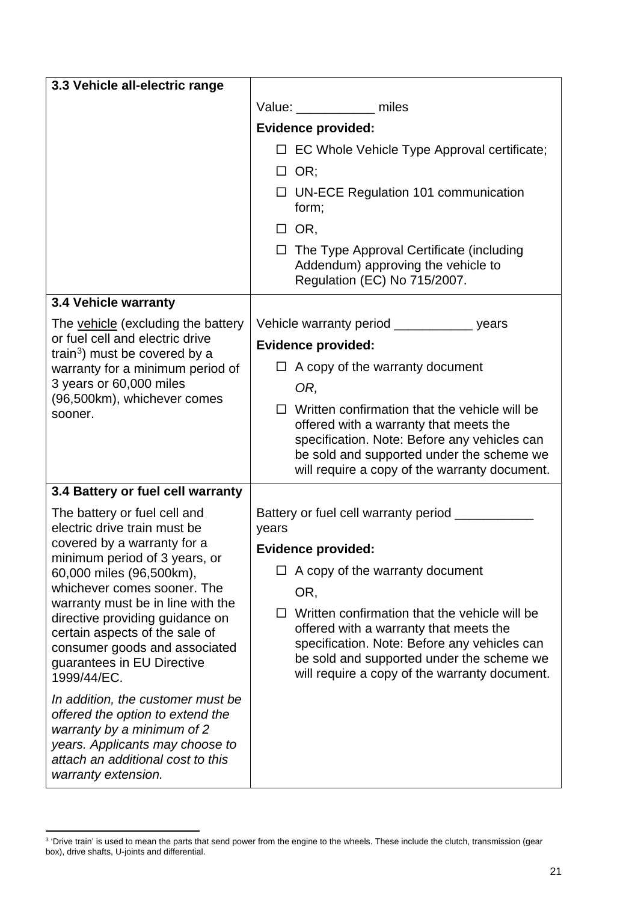| 3.3 Vehicle all-electric range | |
|---|---|
| | Value: ___________ miles<br>**Evidence provided:**<br>☐ EC Whole Vehicle Type Approval certificate;<br>☐ OR;<br>☐ UN-ECE Regulation 101 communication form;<br>☐ OR,<br>☐ The Type Approval Certificate (including Addendum) approving the vehicle to Regulation (EC) No 715/2007. |
| **3.4 Vehicle warranty**<br>The vehicle (excluding the battery or fuel cell and electric drive train[3]) must be covered by a warranty for a minimum period of 3 years or 60,000 miles (96,500km), whichever comes sooner. | Vehicle warranty period ___________ years<br>**Evidence provided:**<br>☐ A copy of the warranty document<br>*OR,*<br>☐ Written confirmation that the vehicle will be offered with a warranty that meets the specification. Note: Before any vehicles can be sold and supported under the scheme we will require a copy of the warranty document. |
| **3.4 Battery or fuel cell warranty**<br>The battery or fuel cell and electric drive train must be covered by a warranty for a minimum period of 3 years, or 60,000 miles (96,500km), whichever comes sooner. The warranty must be in line with the directive providing guidance on certain aspects of the sale of consumer goods and associated guarantees in EU Directive 1999/44/EC.<br>*In addition, the customer must be offered the option to extend the warranty by a minimum of 2 years. Applicants may choose to attach an additional cost to this warranty extension.* | Battery or fuel cell warranty period ___________ years<br>**Evidence provided:**<br>☐ A copy of the warranty document<br>OR,<br>☐ Written confirmation that the vehicle will be offered with a warranty that meets the specification. Note: Before any vehicles can be sold and supported under the scheme we will require a copy of the warranty document. |

[3] 'Drive train' is used to mean the parts that send power from the engine to the wheels. These include the clutch, transmission (gear box), drive shafts, U-joints and differential.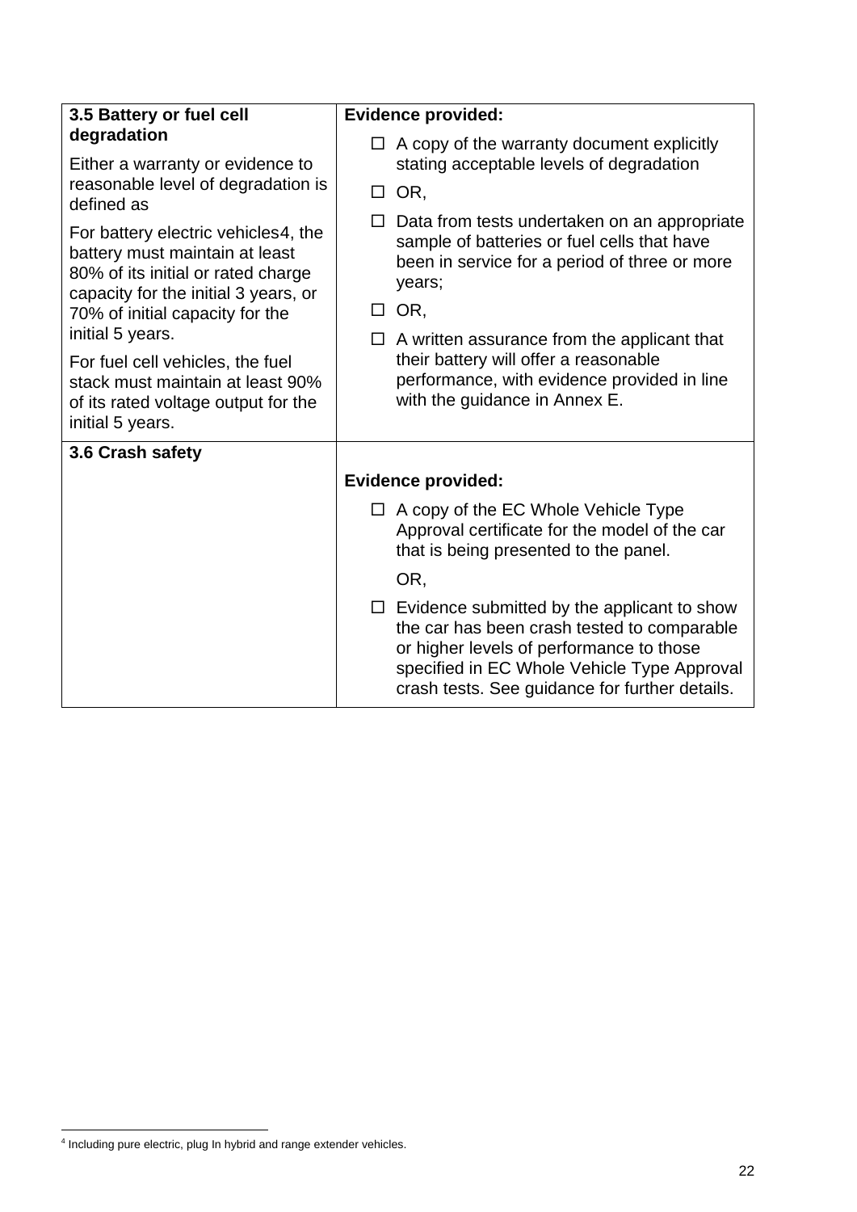| 3.5 Battery or fuel cell degradation | Evidence provided: |
|---|---|
| Either a warranty or evidence to reasonable level of degradation is defined as<br><br>For battery electric vehicles[4], the battery must maintain at least 80% of its initial or rated charge capacity for the initial 3 years, or 70% of initial capacity for the initial 5 years.<br><br>For fuel cell vehicles, the fuel stack must maintain at least 90% of its rated voltage output for the initial 5 years. | ☐ A copy of the warranty document explicitly stating acceptable levels of degradation<br><br>☐ OR,<br><br>☐ Data from tests undertaken on an appropriate sample of batteries or fuel cells that have been in service for a period of three or more years;<br><br>☐ OR,<br><br>☐ A written assurance from the applicant that their battery will offer a reasonable performance, with evidence provided in line with the guidance in Annex E. |
| **3.6 Crash safety** | **Evidence provided:**<br><br>☐ A copy of the EC Whole Vehicle Type Approval certificate for the model of the car that is being presented to the panel.<br><br>OR,<br><br>☐ Evidence submitted by the applicant to show the car has been crash tested to comparable or higher levels of performance to those specified in EC Whole Vehicle Type Approval crash tests. See guidance for further details. |

[4] Including pure electric, plug In hybrid and range extender vehicles.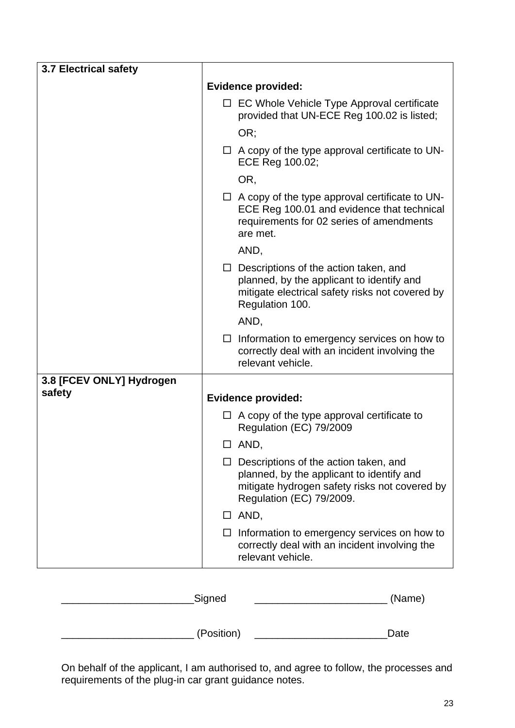| 3.7 Electrical safety | **Evidence provided:**<br>☐ EC Whole Vehicle Type Approval certificate provided that UN-ECE Reg 100.02 is listed;<br>OR;<br>☐ A copy of the type approval certificate to UN-ECE Reg 100.02;<br>OR,<br>☐ A copy of the type approval certificate to UN-ECE Reg 100.01 and evidence that technical requirements for 02 series of amendments are met.<br>AND,<br>☐ Descriptions of the action taken, and planned, by the applicant to identify and mitigate electrical safety risks not covered by Regulation 100.<br>AND,<br>☐ Information to emergency services on how to correctly deal with an incident involving the relevant vehicle. |
|---|---|
| **3.8 [FCEV ONLY] Hydrogen safety** | **Evidence provided:**<br>☐ A copy of the type approval certificate to Regulation (EC) 79/2009<br>☐ AND,<br>☐ Descriptions of the action taken, and planned, by the applicant to identify and mitigate hydrogen safety risks not covered by Regulation (EC) 79/2009.<br>☐ AND,<br>☐ Information to emergency services on how to correctly deal with an incident involving the relevant vehicle. |

_______________________Signed &nbsp;&nbsp;&nbsp;&nbsp; _______________________ (Name)

_______________________ (Position) &nbsp;&nbsp;&nbsp;&nbsp; _______________________Date

On behalf of the applicant, I am authorised to, and agree to follow, the processes and requirements of the plug-in car grant guidance notes.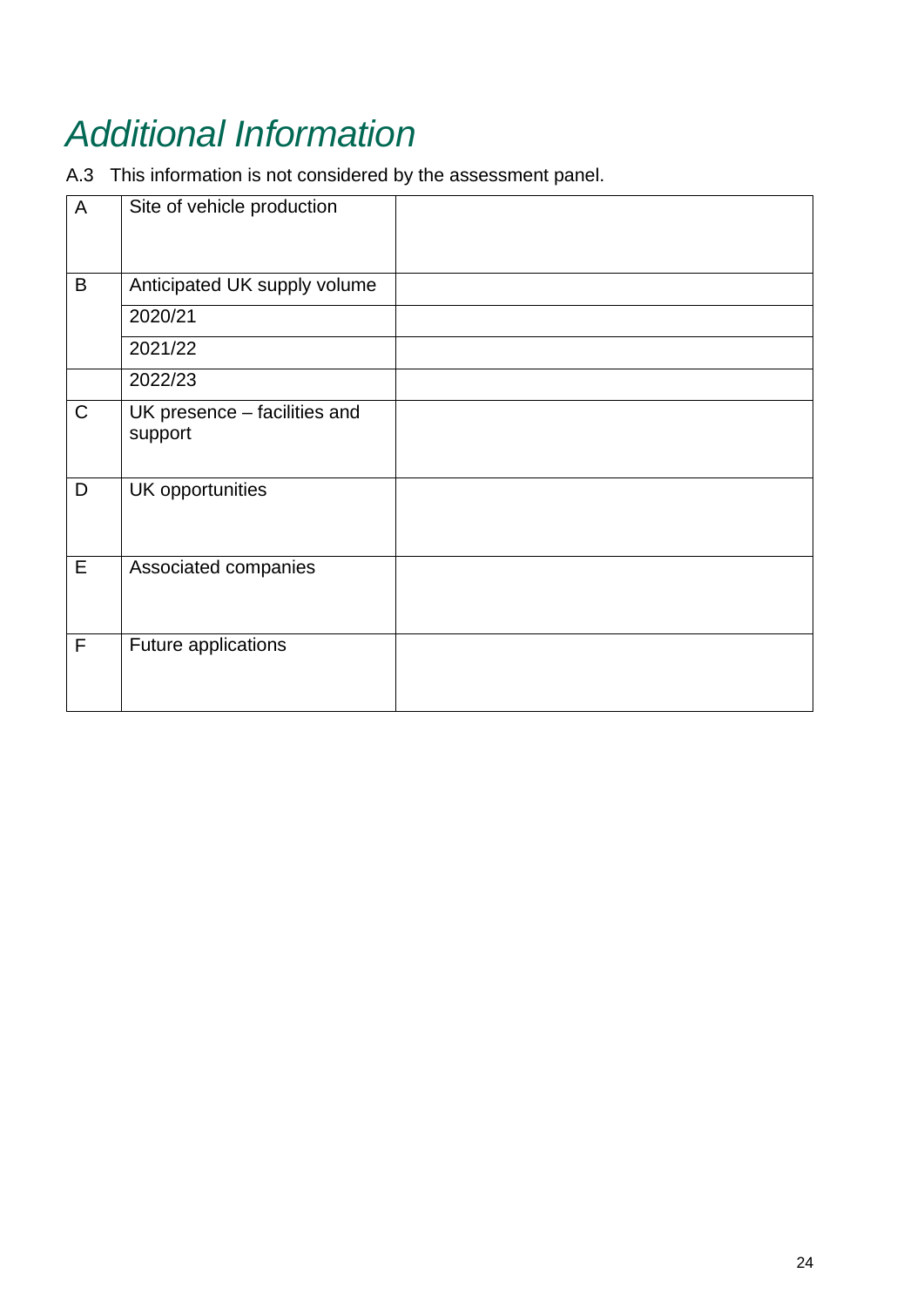# *Additional Information*

A.3 This information is not considered by the assessment panel.

| | | |
|---|---|---|
| A | Site of vehicle production | |
| B | Anticipated UK supply volume | |
| | 2020/21 | |
| | 2021/22 | |
| | 2022/23 | |
| C | UK presence – facilities and support | |
| D | UK opportunities | |
| E | Associated companies | |
| F | Future applications | |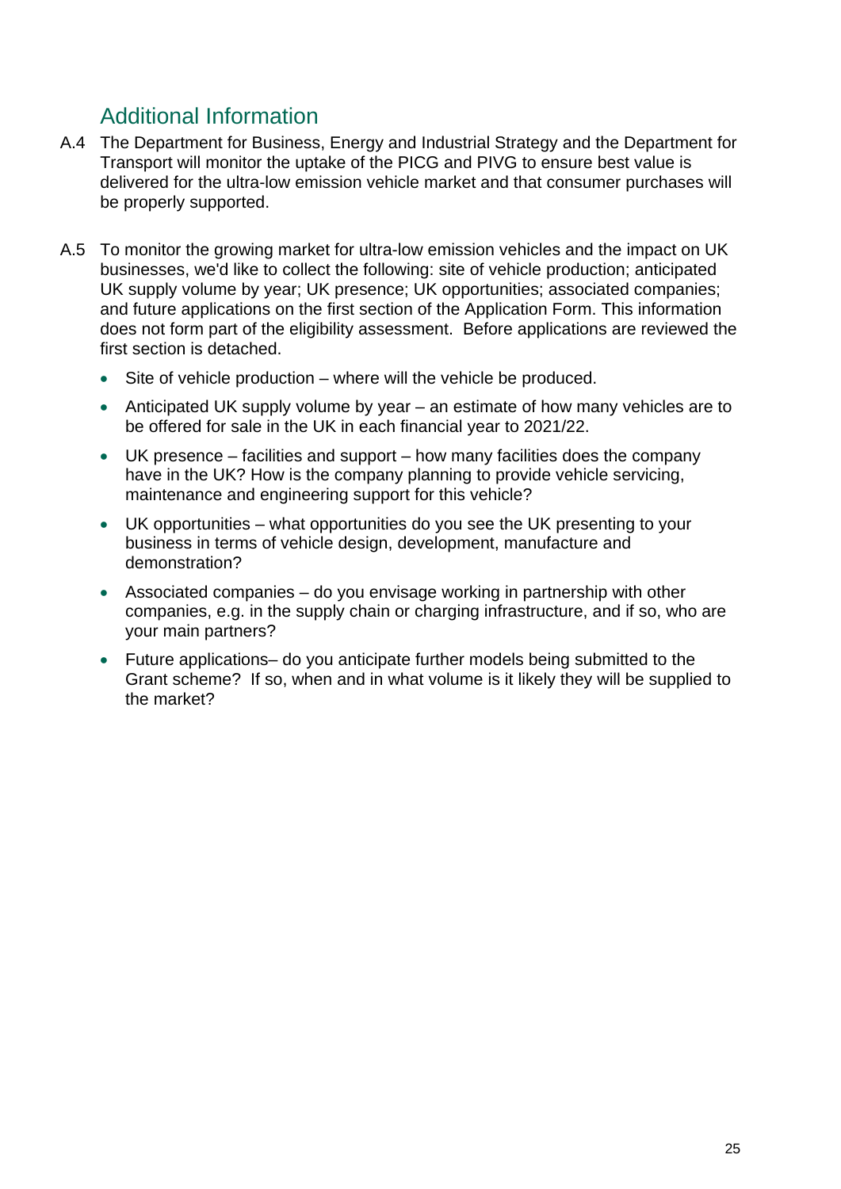## Additional Information

A.4 The Department for Business, Energy and Industrial Strategy and the Department for Transport will monitor the uptake of the PICG and PIVG to ensure best value is delivered for the ultra-low emission vehicle market and that consumer purchases will be properly supported.

A.5 To monitor the growing market for ultra-low emission vehicles and the impact on UK businesses, we'd like to collect the following: site of vehicle production; anticipated UK supply volume by year; UK presence; UK opportunities; associated companies; and future applications on the first section of the Application Form. This information does not form part of the eligibility assessment. Before applications are reviewed the first section is detached.

- Site of vehicle production – where will the vehicle be produced.
- Anticipated UK supply volume by year – an estimate of how many vehicles are to be offered for sale in the UK in each financial year to 2021/22.
- UK presence – facilities and support – how many facilities does the company have in the UK? How is the company planning to provide vehicle servicing, maintenance and engineering support for this vehicle?
- UK opportunities – what opportunities do you see the UK presenting to your business in terms of vehicle design, development, manufacture and demonstration?
- Associated companies – do you envisage working in partnership with other companies, e.g. in the supply chain or charging infrastructure, and if so, who are your main partners?
- Future applications– do you anticipate further models being submitted to the Grant scheme? If so, when and in what volume is it likely they will be supplied to the market?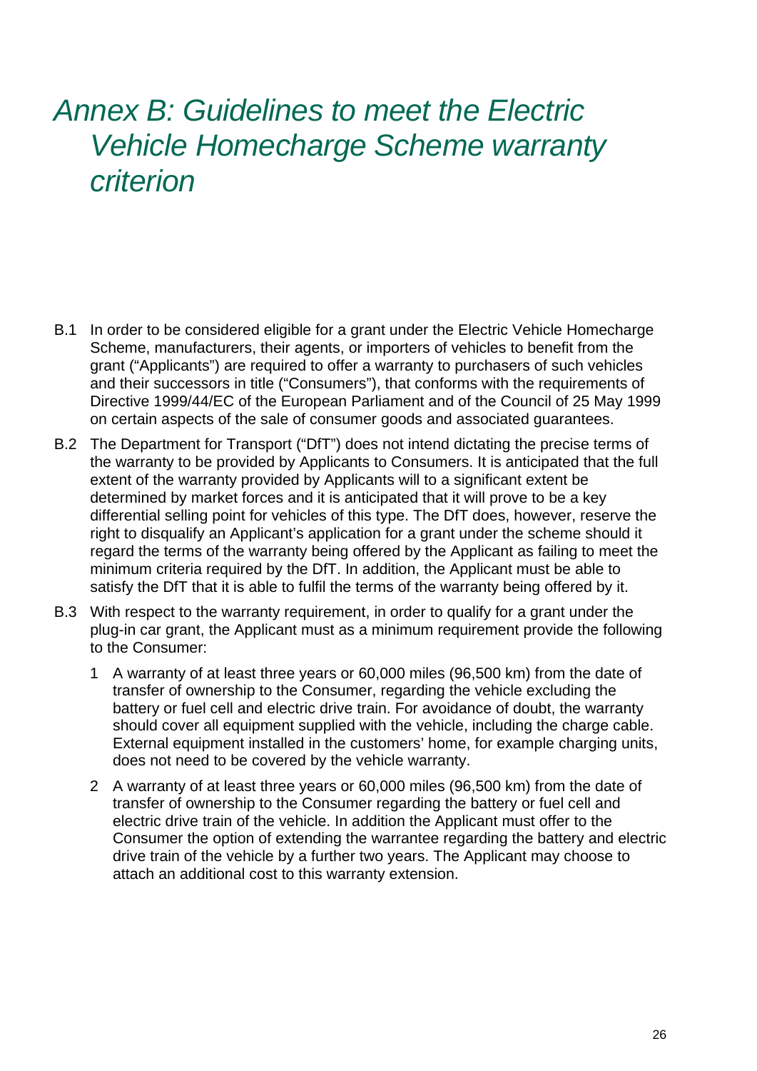# *Annex B: Guidelines to meet the Electric Vehicle Homecharge Scheme warranty criterion*

B.1 In order to be considered eligible for a grant under the Electric Vehicle Homecharge Scheme, manufacturers, their agents, or importers of vehicles to benefit from the grant ("Applicants") are required to offer a warranty to purchasers of such vehicles and their successors in title ("Consumers"), that conforms with the requirements of Directive 1999/44/EC of the European Parliament and of the Council of 25 May 1999 on certain aspects of the sale of consumer goods and associated guarantees.

B.2 The Department for Transport ("DfT") does not intend dictating the precise terms of the warranty to be provided by Applicants to Consumers. It is anticipated that the full extent of the warranty provided by Applicants will to a significant extent be determined by market forces and it is anticipated that it will prove to be a key differential selling point for vehicles of this type. The DfT does, however, reserve the right to disqualify an Applicant's application for a grant under the scheme should it regard the terms of the warranty being offered by the Applicant as failing to meet the minimum criteria required by the DfT. In addition, the Applicant must be able to satisfy the DfT that it is able to fulfil the terms of the warranty being offered by it.

B.3 With respect to the warranty requirement, in order to qualify for a grant under the plug-in car grant, the Applicant must as a minimum requirement provide the following to the Consumer:

1. A warranty of at least three years or 60,000 miles (96,500 km) from the date of transfer of ownership to the Consumer, regarding the vehicle excluding the battery or fuel cell and electric drive train. For avoidance of doubt, the warranty should cover all equipment supplied with the vehicle, including the charge cable. External equipment installed in the customers' home, for example charging units, does not need to be covered by the vehicle warranty.
2. A warranty of at least three years or 60,000 miles (96,500 km) from the date of transfer of ownership to the Consumer regarding the battery or fuel cell and electric drive train of the vehicle. In addition the Applicant must offer to the Consumer the option of extending the warrantee regarding the battery and electric drive train of the vehicle by a further two years. The Applicant may choose to attach an additional cost to this warranty extension.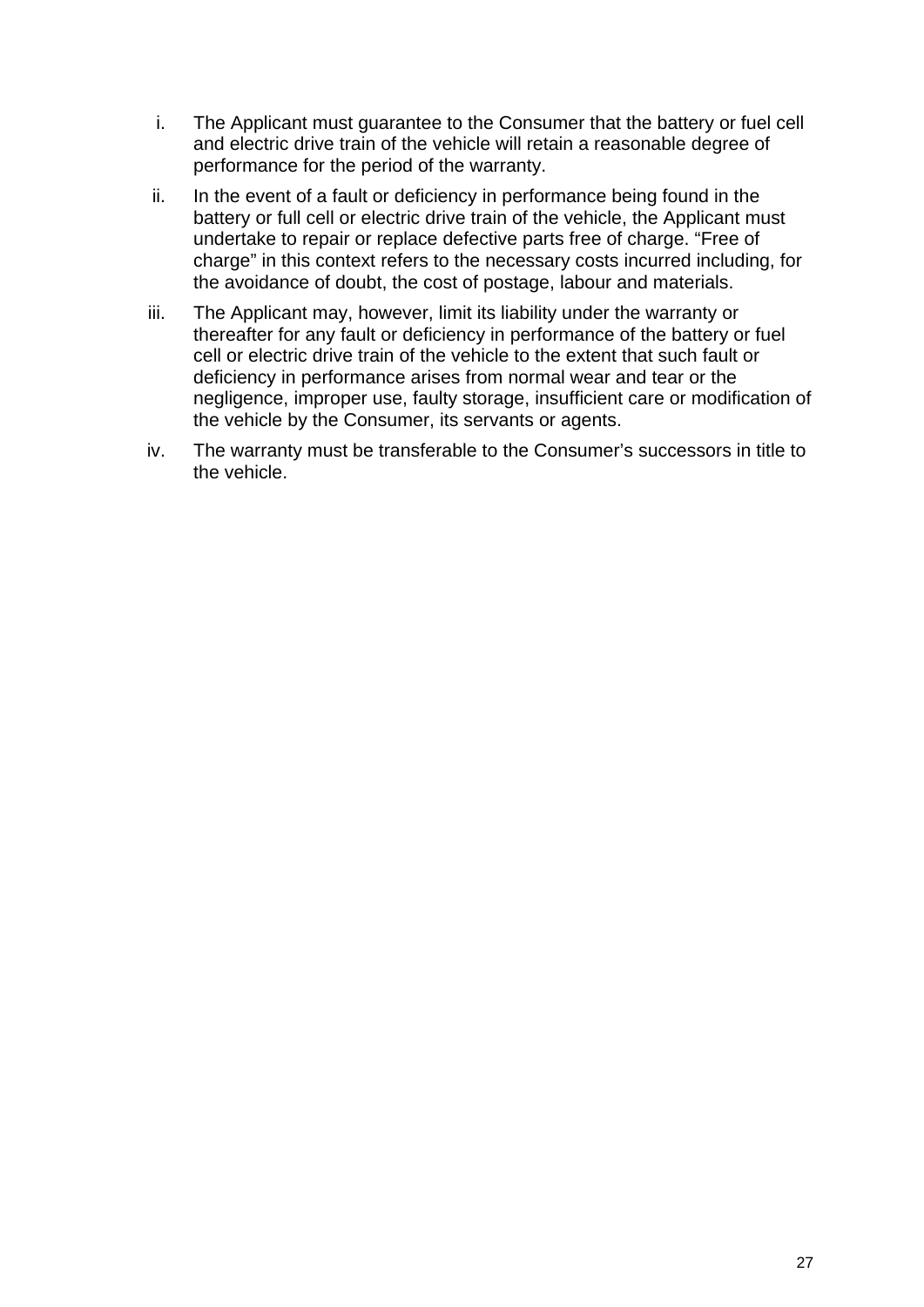i. The Applicant must guarantee to the Consumer that the battery or fuel cell and electric drive train of the vehicle will retain a reasonable degree of performance for the period of the warranty.

ii. In the event of a fault or deficiency in performance being found in the battery or full cell or electric drive train of the vehicle, the Applicant must undertake to repair or replace defective parts free of charge. "Free of charge" in this context refers to the necessary costs incurred including, for the avoidance of doubt, the cost of postage, labour and materials.

iii. The Applicant may, however, limit its liability under the warranty or thereafter for any fault or deficiency in performance of the battery or fuel cell or electric drive train of the vehicle to the extent that such fault or deficiency in performance arises from normal wear and tear or the negligence, improper use, faulty storage, insufficient care or modification of the vehicle by the Consumer, its servants or agents.

iv. The warranty must be transferable to the Consumer's successors in title to the vehicle.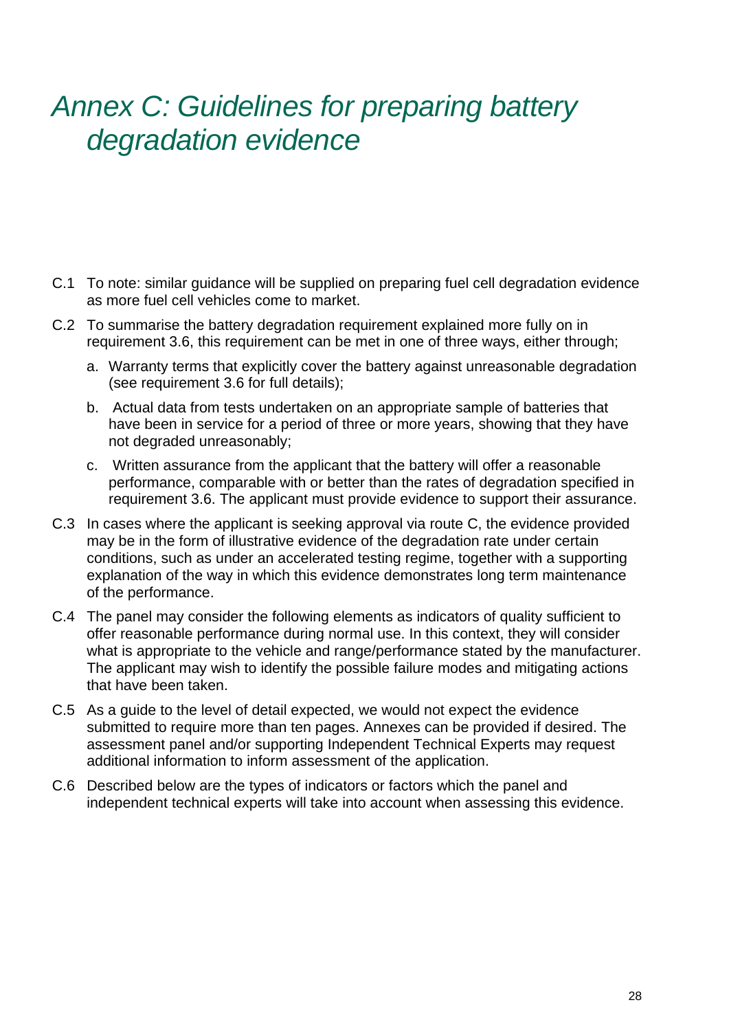# Annex C: Guidelines for preparing battery degradation evidence

C.1 To note: similar guidance will be supplied on preparing fuel cell degradation evidence as more fuel cell vehicles come to market.

C.2 To summarise the battery degradation requirement explained more fully on in requirement 3.6, this requirement can be met in one of three ways, either through;

a. Warranty terms that explicitly cover the battery against unreasonable degradation (see requirement 3.6 for full details);

b. Actual data from tests undertaken on an appropriate sample of batteries that have been in service for a period of three or more years, showing that they have not degraded unreasonably;

c. Written assurance from the applicant that the battery will offer a reasonable performance, comparable with or better than the rates of degradation specified in requirement 3.6. The applicant must provide evidence to support their assurance.

C.3 In cases where the applicant is seeking approval via route C, the evidence provided may be in the form of illustrative evidence of the degradation rate under certain conditions, such as under an accelerated testing regime, together with a supporting explanation of the way in which this evidence demonstrates long term maintenance of the performance.

C.4 The panel may consider the following elements as indicators of quality sufficient to offer reasonable performance during normal use. In this context, they will consider what is appropriate to the vehicle and range/performance stated by the manufacturer. The applicant may wish to identify the possible failure modes and mitigating actions that have been taken.

C.5 As a guide to the level of detail expected, we would not expect the evidence submitted to require more than ten pages. Annexes can be provided if desired. The assessment panel and/or supporting Independent Technical Experts may request additional information to inform assessment of the application.

C.6 Described below are the types of indicators or factors which the panel and independent technical experts will take into account when assessing this evidence.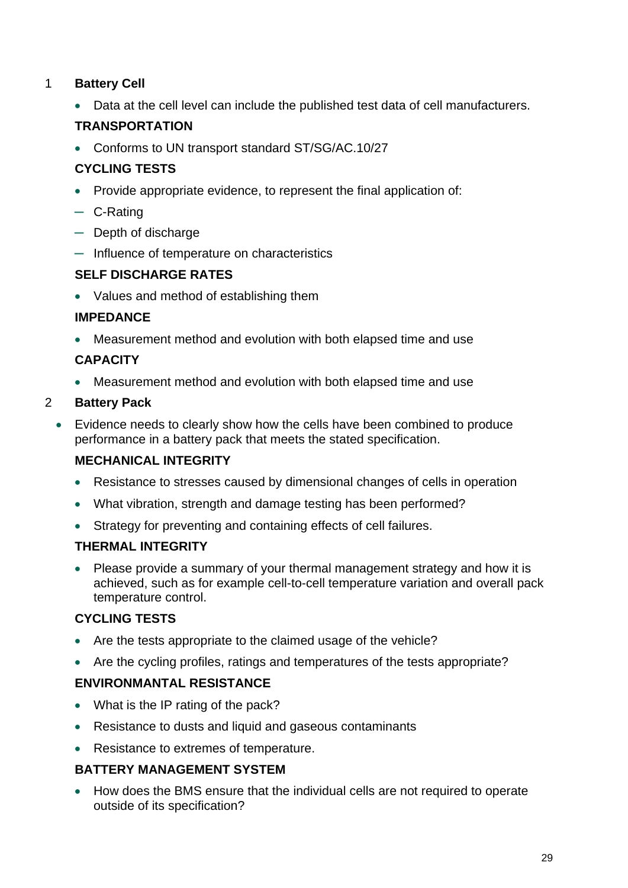1 **Battery Cell**

- Data at the cell level can include the published test data of cell manufacturers.

**TRANSPORTATION**

- Conforms to UN transport standard ST/SG/AC.10/27

**CYCLING TESTS**

- Provide appropriate evidence, to represent the final application of:
  - C-Rating
  - Depth of discharge
  - Influence of temperature on characteristics

**SELF DISCHARGE RATES**

- Values and method of establishing them

**IMPEDANCE**

- Measurement method and evolution with both elapsed time and use

**CAPACITY**

- Measurement method and evolution with both elapsed time and use

2 **Battery Pack**

- Evidence needs to clearly show how the cells have been combined to produce performance in a battery pack that meets the stated specification.

**MECHANICAL INTEGRITY**

- Resistance to stresses caused by dimensional changes of cells in operation
- What vibration, strength and damage testing has been performed?
- Strategy for preventing and containing effects of cell failures.

**THERMAL INTEGRITY**

- Please provide a summary of your thermal management strategy and how it is achieved, such as for example cell-to-cell temperature variation and overall pack temperature control.

**CYCLING TESTS**

- Are the tests appropriate to the claimed usage of the vehicle?
- Are the cycling profiles, ratings and temperatures of the tests appropriate?

**ENVIRONMANTAL RESISTANCE**

- What is the IP rating of the pack?
- Resistance to dusts and liquid and gaseous contaminants
- Resistance to extremes of temperature.

**BATTERY MANAGEMENT SYSTEM**

- How does the BMS ensure that the individual cells are not required to operate outside of its specification?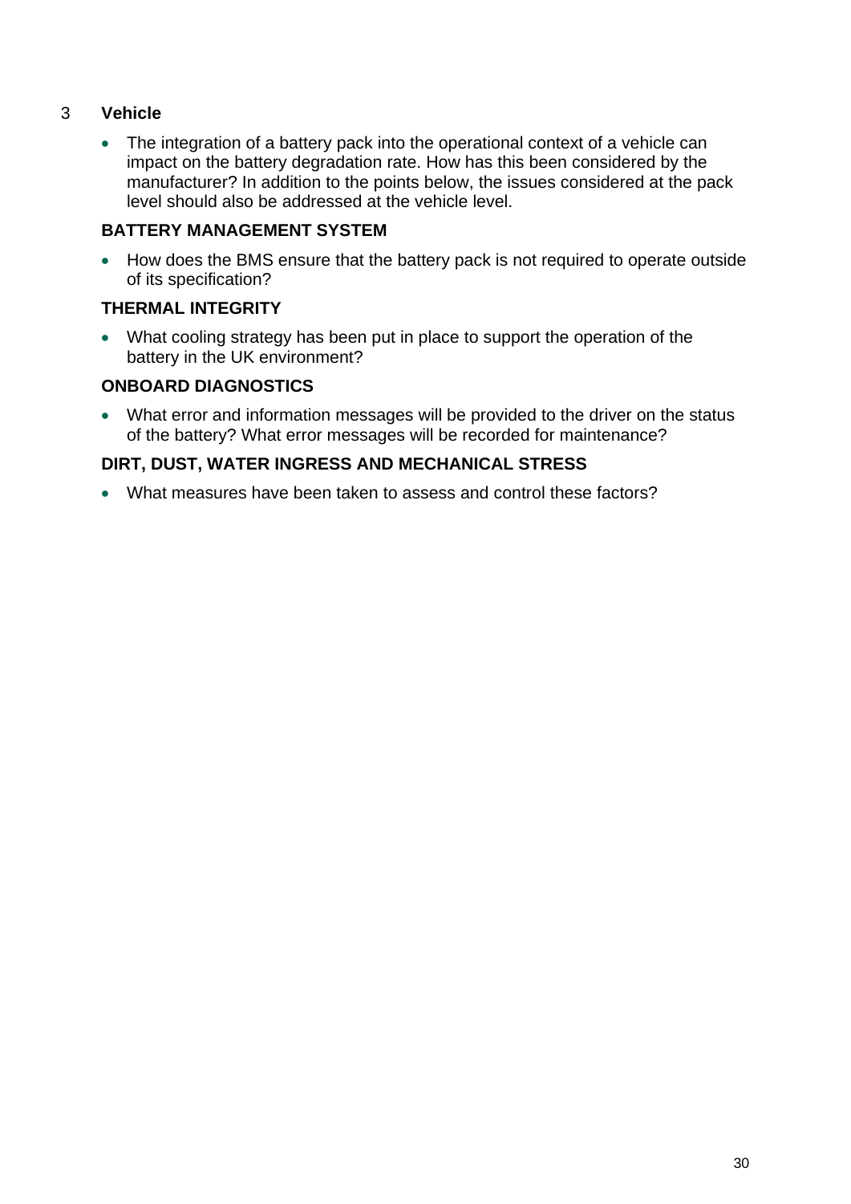## 3 Vehicle

- The integration of a battery pack into the operational context of a vehicle can impact on the battery degradation rate. How has this been considered by the manufacturer? In addition to the points below, the issues considered at the pack level should also be addressed at the vehicle level.

### BATTERY MANAGEMENT SYSTEM

- How does the BMS ensure that the battery pack is not required to operate outside of its specification?

### THERMAL INTEGRITY

- What cooling strategy has been put in place to support the operation of the battery in the UK environment?

### ONBOARD DIAGNOSTICS

- What error and information messages will be provided to the driver on the status of the battery? What error messages will be recorded for maintenance?

### DIRT, DUST, WATER INGRESS AND MECHANICAL STRESS

- What measures have been taken to assess and control these factors?